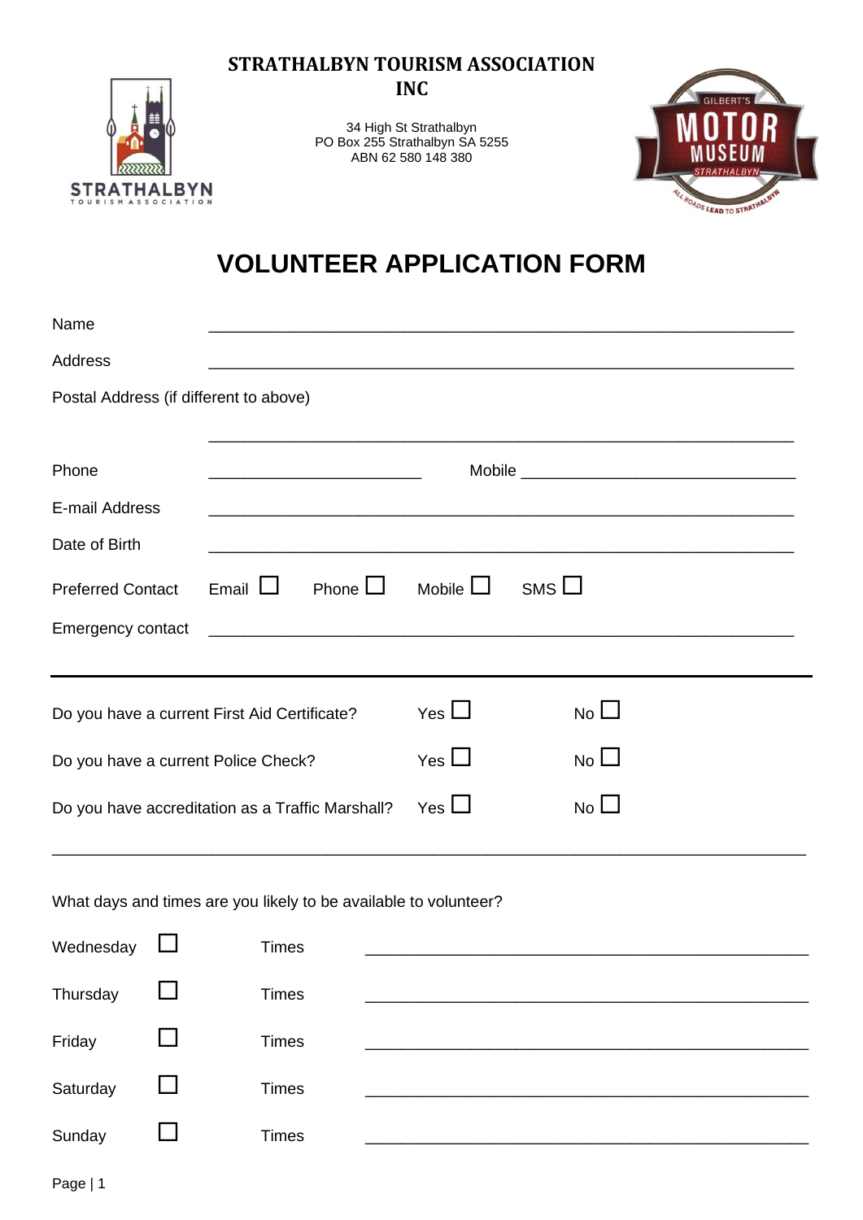# STRATHALBYN TOURISM ASSOCIATION INC

34 High St Strathalbyn
PO Box 255 Strathalbyn SA 5255
ABN 62 580 148 380

## VOLUNTEER APPLICATION FORM

Name ____________________________________________

Address ____________________________________________

Postal Address (if different to above)

____________________________________________

Phone ________________________ Mobile ________________________

E-mail Address ____________________________________________

Date of Birth ____________________________________________

Preferred Contact Email ☐ Phone ☐ Mobile ☐ SMS ☐

Emergency contact ____________________________________________

---

Do you have a current First Aid Certificate? Yes ☐ No ☐

Do you have a current Police Check? Yes ☐ No ☐

Do you have accreditation as a Traffic Marshall? Yes ☐ No ☐

---

What days and times are you likely to be available to volunteer?

Wednesday ☐ Times ____________________________________________

Thursday ☐ Times ____________________________________________

Friday ☐ Times ____________________________________________

Saturday ☐ Times ____________________________________________

Sunday ☐ Times ____________________________________________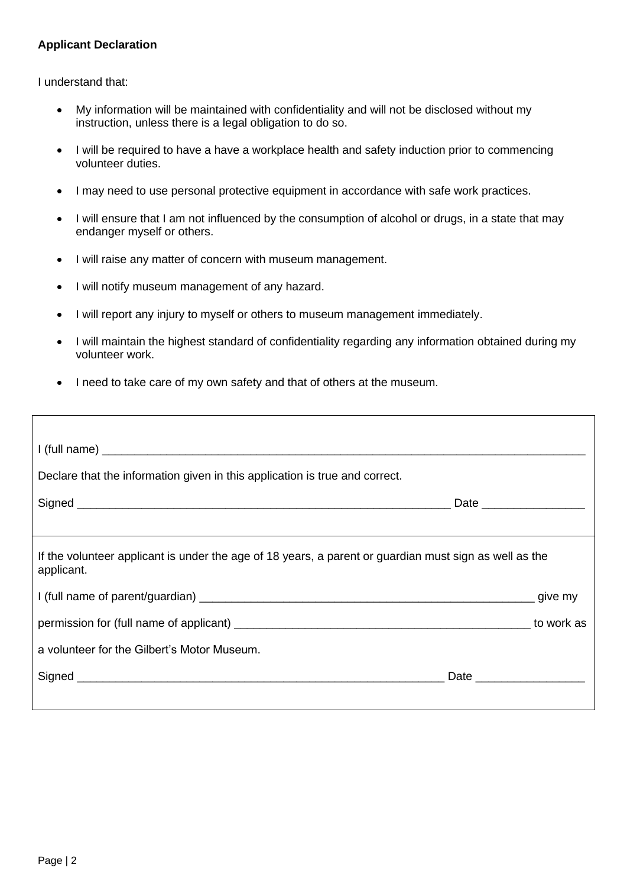**Applicant Declaration**

I understand that:

- My information will be maintained with confidentiality and will not be disclosed without my instruction, unless there is a legal obligation to do so.
- I will be required to have a have a workplace health and safety induction prior to commencing volunteer duties.
- I may need to use personal protective equipment in accordance with safe work practices.
- I will ensure that I am not influenced by the consumption of alcohol or drugs, in a state that may endanger myself or others.
- I will raise any matter of concern with museum management.
- I will notify museum management of any hazard.
- I will report any injury to myself or others to museum management immediately.
- I will maintain the highest standard of confidentiality regarding any information obtained during my volunteer work.
- I need to take care of my own safety and that of others at the museum.

I (full name) ______________________________________________________________________________

Declare that the information given in this application is true and correct.

Signed ____________________________________________________________ Date ________________

If the volunteer applicant is under the age of 18 years, a parent or guardian must sign as well as the applicant.

I (full name of parent/guardian) ______________________________________________________ give my

permission for (full name of applicant) ______________________________________________ to work as

a volunteer for the Gilbert's Motor Museum.

Signed ____________________________________________________________ Date ________________